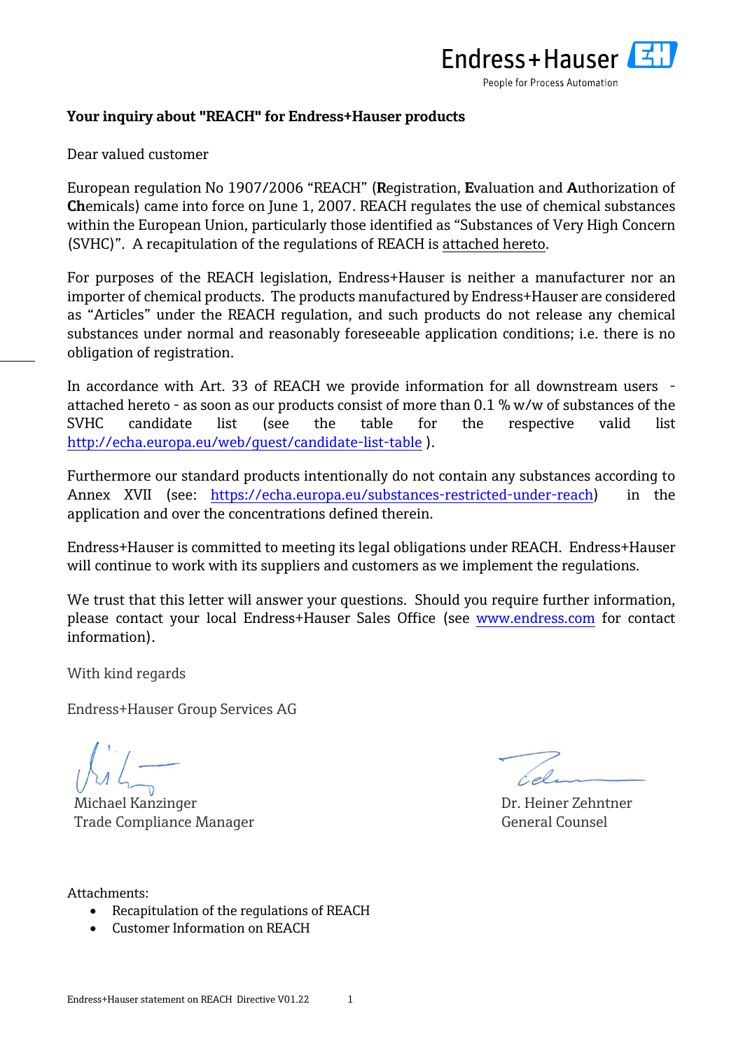Endress+Hauser
People for Process Automation

**Your inquiry about "REACH" for Endress+Hauser products**

Dear valued customer

European regulation No 1907/2006 "REACH" (**R**egistration, **E**valuation and **A**uthorization of **Ch**emicals) came into force on June 1, 2007. REACH regulates the use of chemical substances within the European Union, particularly those identified as "Substances of Very High Concern (SVHC)". A recapitulation of the regulations of REACH is attached hereto.

For purposes of the REACH legislation, Endress+Hauser is neither a manufacturer nor an importer of chemical products. The products manufactured by Endress+Hauser are considered as "Articles" under the REACH regulation, and such products do not release any chemical substances under normal and reasonably foreseeable application conditions; i.e. there is no obligation of registration.

In accordance with Art. 33 of REACH we provide information for all downstream users - attached hereto - as soon as our products consist of more than 0.1 % w/w of substances of the SVHC candidate list (see the table for the respective valid list http://echa.europa.eu/web/guest/candidate-list-table ).

Furthermore our standard products intentionally do not contain any substances according to Annex XVII (see: https://echa.europa.eu/substances-restricted-under-reach) in the application and over the concentrations defined therein.

Endress+Hauser is committed to meeting its legal obligations under REACH. Endress+Hauser will continue to work with its suppliers and customers as we implement the regulations.

We trust that this letter will answer your questions. Should you require further information, please contact your local Endress+Hauser Sales Office (see www.endress.com for contact information).

With kind regards

Endress+Hauser Group Services AG

Michael Kanzinger
Trade Compliance Manager

Dr. Heiner Zehntner
General Counsel

Attachments:

- Recapitulation of the regulations of REACH
- Customer Information on REACH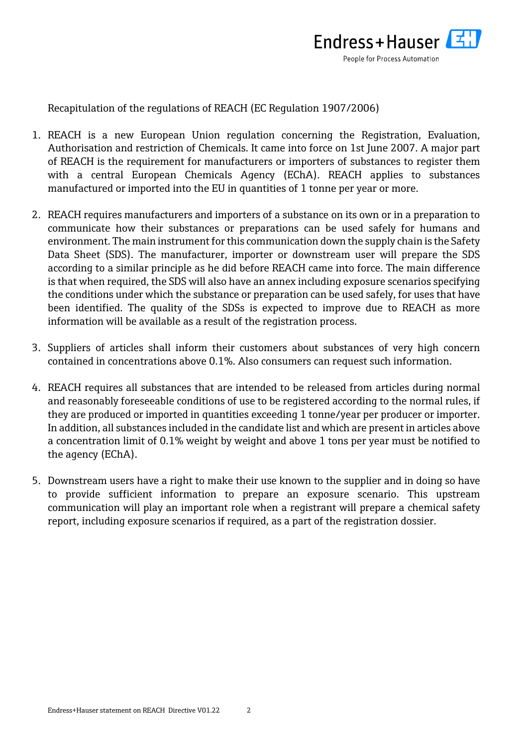Recapitulation of the regulations of REACH (EC Regulation 1907/2006)

1. REACH is a new European Union regulation concerning the Registration, Evaluation, Authorisation and restriction of Chemicals. It came into force on 1st June 2007. A major part of REACH is the requirement for manufacturers or importers of substances to register them with a central European Chemicals Agency (EChA). REACH applies to substances manufactured or imported into the EU in quantities of 1 tonne per year or more.

2. REACH requires manufacturers and importers of a substance on its own or in a preparation to communicate how their substances or preparations can be used safely for humans and environment. The main instrument for this communication down the supply chain is the Safety Data Sheet (SDS). The manufacturer, importer or downstream user will prepare the SDS according to a similar principle as he did before REACH came into force. The main difference is that when required, the SDS will also have an annex including exposure scenarios specifying the conditions under which the substance or preparation can be used safely, for uses that have been identified. The quality of the SDSs is expected to improve due to REACH as more information will be available as a result of the registration process.

3. Suppliers of articles shall inform their customers about substances of very high concern contained in concentrations above 0.1%. Also consumers can request such information.

4. REACH requires all substances that are intended to be released from articles during normal and reasonably foreseeable conditions of use to be registered according to the normal rules, if they are produced or imported in quantities exceeding 1 tonne/year per producer or importer. In addition, all substances included in the candidate list and which are present in articles above a concentration limit of 0.1% weight by weight and above 1 tons per year must be notified to the agency (EChA).

5. Downstream users have a right to make their use known to the supplier and in doing so have to provide sufficient information to prepare an exposure scenario. This upstream communication will play an important role when a registrant will prepare a chemical safety report, including exposure scenarios if required, as a part of the registration dossier.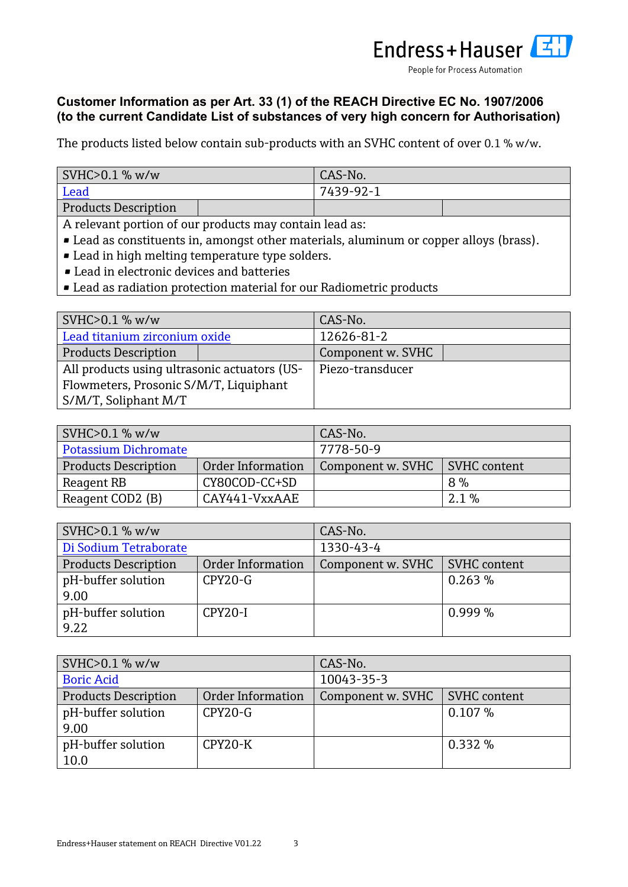**Customer Information as per Art. 33 (1) of the REACH Directive EC No. 1907/2006 (to the current Candidate List of substances of very high concern for Authorisation)**

The products listed below contain sub-products with an SVHC content of over 0.1 % w/w.

| SVHC>0.1 % w/w | | CAS-No. | |
|---|---|---|---|
| Lead | | 7439-92-1 | |
| Products Description | | | |
| A relevant portion of our products may contain lead as:<br>▪ Lead as constituents in, amongst other materials, aluminum or copper alloys (brass).<br>▪ Lead in high melting temperature type solders.<br>▪ Lead in electronic devices and batteries<br>▪ Lead as radiation protection material for our Radiometric products | | | |

| SVHC>0.1 % w/w | | CAS-No. | |
|---|---|---|---|
| Lead titanium zirconium oxide | | 12626-81-2 | |
| Products Description | | Component w. SVHC | |
| All products using ultrasonic actuators (US-Flowmeters, Prosonic S/M/T, Liquiphant S/M/T, Soliphant M/T | | Piezo-transducer | |

| SVHC>0.1 % w/w | | CAS-No. | |
|---|---|---|---|
| Potassium Dichromate | | 7778-50-9 | |
| Products Description | Order Information | Component w. SVHC | SVHC content |
| Reagent RB | CY80COD-CC+SD | | 8 % |
| Reagent COD2 (B) | CAY441-VxxAAE | | 2.1 % |

| SVHC>0.1 % w/w | | CAS-No. | |
|---|---|---|---|
| Di Sodium Tetraborate | | 1330-43-4 | |
| Products Description | Order Information | Component w. SVHC | SVHC content |
| pH-buffer solution 9.00 | CPY20-G | | 0.263 % |
| pH-buffer solution 9.22 | CPY20-I | | 0.999 % |

| SVHC>0.1 % w/w | | CAS-No. | |
|---|---|---|---|
| Boric Acid | | 10043-35-3 | |
| Products Description | Order Information | Component w. SVHC | SVHC content |
| pH-buffer solution 9.00 | CPY20-G | | 0.107 % |
| pH-buffer solution 10.0 | CPY20-K | | 0.332 % |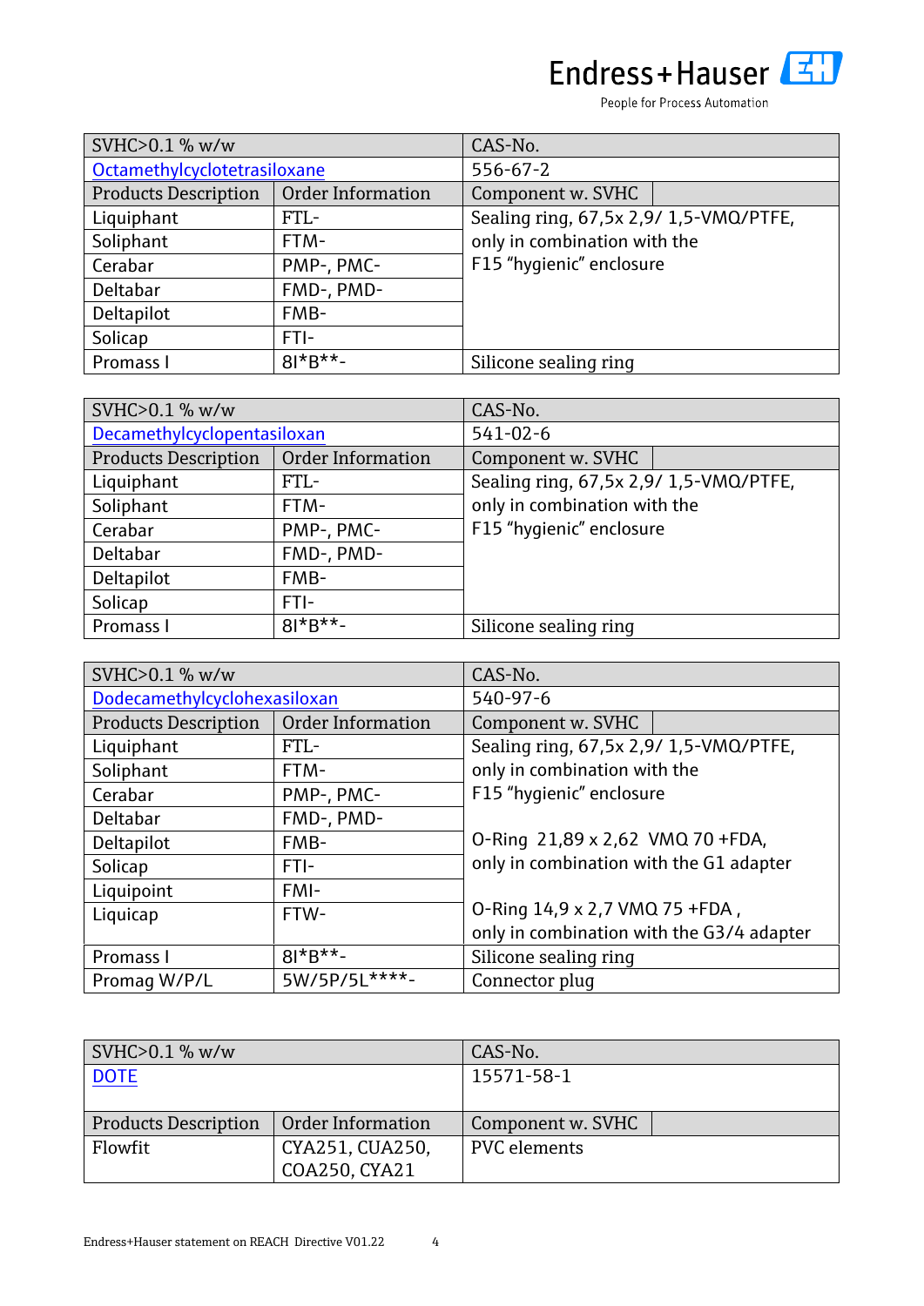| SVHC>0.1 % w/w | | CAS-No. |
|---|---|---|
| Octamethylcyclotetrasiloxane | | 556-67-2 |
| Products Description | Order Information | Component w. SVHC |
| Liquiphant | FTL- | Sealing ring, 67,5x 2,9/ 1,5-VMQ/PTFE, only in combination with the F15 “hygienic” enclosure |
| Soliphant | FTM- | |
| Cerabar | PMP-, PMC- | |
| Deltabar | FMD-, PMD- | |
| Deltapilot | FMB- | |
| Solicap | FTI- | |
| Promass I | 8I*B**- | Silicone sealing ring |

| SVHC>0.1 % w/w | | CAS-No. |
|---|---|---|
| Decamethylcyclopentasiloxan | | 541-02-6 |
| Products Description | Order Information | Component w. SVHC |
| Liquiphant | FTL- | Sealing ring, 67,5x 2,9/ 1,5-VMQ/PTFE, only in combination with the F15 “hygienic” enclosure |
| Soliphant | FTM- | |
| Cerabar | PMP-, PMC- | |
| Deltabar | FMD-, PMD- | |
| Deltapilot | FMB- | |
| Solicap | FTI- | |
| Promass I | 8I*B**- | Silicone sealing ring |

| SVHC>0.1 % w/w | | CAS-No. |
|---|---|---|
| Dodecamethylcyclohexasiloxan | | 540-97-6 |
| Products Description | Order Information | Component w. SVHC |
| Liquiphant | FTL- | Sealing ring, 67,5x 2,9/ 1,5-VMQ/PTFE, only in combination with the F15 “hygienic” enclosure<br><br>O-Ring 21,89 x 2,62 VMQ 70 +FDA, only in combination with the G1 adapter<br><br>O-Ring 14,9 x 2,7 VMQ 75 +FDA , only in combination with the G3/4 adapter |
| Soliphant | FTM- | |
| Cerabar | PMP-, PMC- | |
| Deltabar | FMD-, PMD- | |
| Deltapilot | FMB- | |
| Solicap | FTI- | |
| Liquipoint | FMI- | |
| Liquicap | FTW- | |
| Promass I | 8I*B**- | Silicone sealing ring |
| Promag W/P/L | 5W/5P/5L****- | Connector plug |

| SVHC>0.1 % w/w | | CAS-No. |
|---|---|---|
| DOTE | | 15571-58-1 |
| Products Description | Order Information | Component w. SVHC |
| Flowfit | CYA251, CUA250, COA250, CYA21 | PVC elements |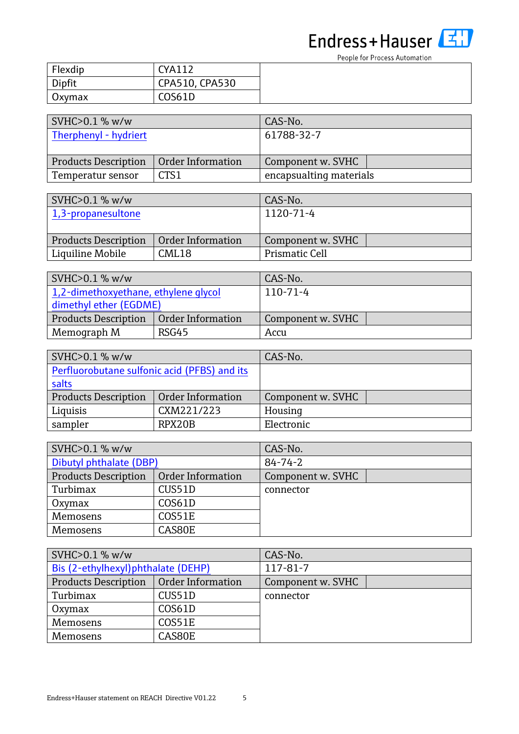| Flexdip | CYA112 | |
|---|---|---|
| Dipfit | CPA510, CPA530 | |
| Oxymax | COS61D | |

| SVHC>0.1 % w/w | | CAS-No. |
|---|---|---|
| Therphenyl - hydriert | | 61788-32-7 |
| Products Description | Order Information | Component w. SVHC |
| Temperatur sensor | CTS1 | encapsualting materials |

| SVHC>0.1 % w/w | | CAS-No. |
|---|---|---|
| 1,3-propanesultone | | 1120-71-4 |
| Products Description | Order Information | Component w. SVHC |
| Liquiline Mobile | CML18 | Prismatic Cell |

| SVHC>0.1 % w/w | | CAS-No. |
|---|---|---|
| 1,2-dimethoxyethane, ethylene glycol dimethyl ether (EGDME) | | 110-71-4 |
| Products Description | Order Information | Component w. SVHC |
| Memograph M | RSG45 | Accu |

| SVHC>0.1 % w/w | | CAS-No. |
|---|---|---|
| Perfluorobutane sulfonic acid (PFBS) and its salts | | |
| Products Description | Order Information | Component w. SVHC |
| Liquisis | CXM221/223 | Housing |
| sampler | RPX20B | Electronic |

| SVHC>0.1 % w/w | | CAS-No. |
|---|---|---|
| Dibutyl phthalate (DBP) | | 84-74-2 |
| Products Description | Order Information | Component w. SVHC |
| Turbimax | CUS51D | connector |
| Oxymax | COS61D | |
| Memosens | COS51E | |
| Memosens | CAS80E | |

| SVHC>0.1 % w/w | | CAS-No. |
|---|---|---|
| Bis (2-ethylhexyl)phthalate (DEHP) | | 117-81-7 |
| Products Description | Order Information | Component w. SVHC |
| Turbimax | CUS51D | connector |
| Oxymax | COS61D | |
| Memosens | COS51E | |
| Memosens | CAS80E | |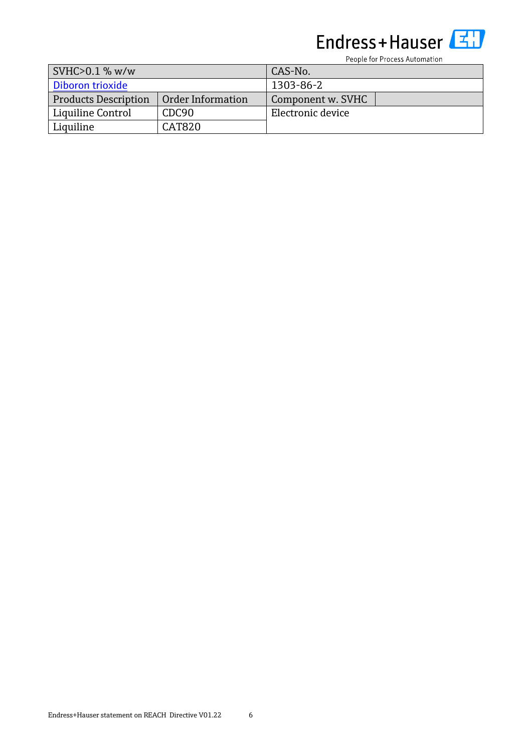| | | | |
|---|---|---|---|
| SVHC>0.1 % w/w | | CAS-No. | |
| Diboron trioxide | | 1303-86-2 | |
| Products Description | Order Information | Component w. SVHC | |
| Liquiline Control | CDC90 | Electronic device | |
| Liquiline | CAT820 | | |